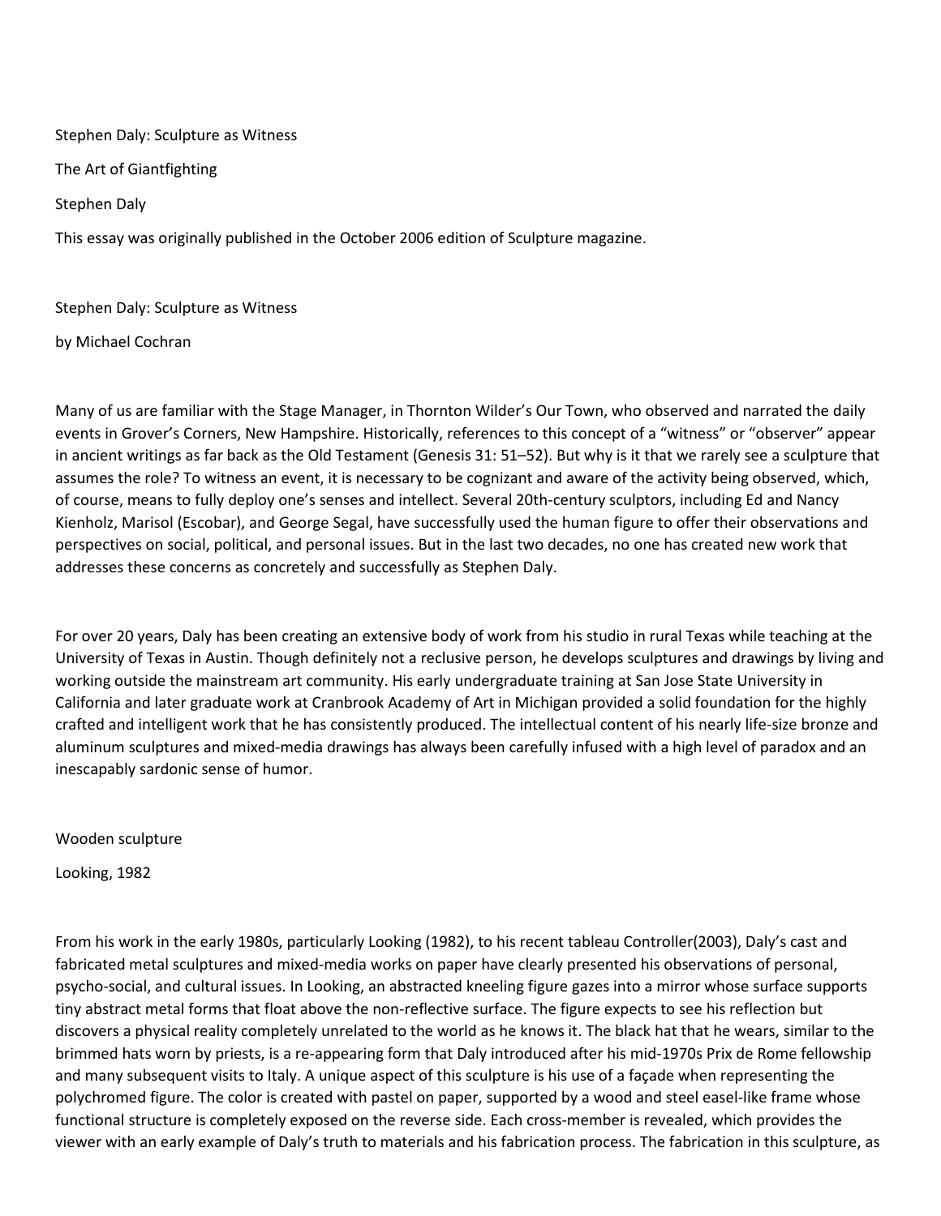Stephen Daly: Sculpture as Witness

The Art of Giantfighting

Stephen Daly

This essay was originally published in the October 2006 edition of Sculpture magazine.

# Stephen Daly: Sculpture as Witness

by Michael Cochran

Many of us are familiar with the Stage Manager, in Thornton Wilder's Our Town, who observed and narrated the daily events in Grover's Corners, New Hampshire. Historically, references to this concept of a "witness" or "observer" appear in ancient writings as far back as the Old Testament (Genesis 31: 51–52). But why is it that we rarely see a sculpture that assumes the role? To witness an event, it is necessary to be cognizant and aware of the activity being observed, which, of course, means to fully deploy one's senses and intellect. Several 20th-century sculptors, including Ed and Nancy Kienholz, Marisol (Escobar), and George Segal, have successfully used the human figure to offer their observations and perspectives on social, political, and personal issues. But in the last two decades, no one has created new work that addresses these concerns as concretely and successfully as Stephen Daly.

For over 20 years, Daly has been creating an extensive body of work from his studio in rural Texas while teaching at the University of Texas in Austin. Though definitely not a reclusive person, he develops sculptures and drawings by living and working outside the mainstream art community. His early undergraduate training at San Jose State University in California and later graduate work at Cranbrook Academy of Art in Michigan provided a solid foundation for the highly crafted and intelligent work that he has consistently produced. The intellectual content of his nearly life-size bronze and aluminum sculptures and mixed-media drawings has always been carefully infused with a high level of paradox and an inescapably sardonic sense of humor.

Wooden sculpture

Looking, 1982

From his work in the early 1980s, particularly Looking (1982), to his recent tableau Controller(2003), Daly's cast and fabricated metal sculptures and mixed-media works on paper have clearly presented his observations of personal, psycho-social, and cultural issues. In Looking, an abstracted kneeling figure gazes into a mirror whose surface supports tiny abstract metal forms that float above the non-reflective surface. The figure expects to see his reflection but discovers a physical reality completely unrelated to the world as he knows it. The black hat that he wears, similar to the brimmed hats worn by priests, is a re-appearing form that Daly introduced after his mid-1970s Prix de Rome fellowship and many subsequent visits to Italy. A unique aspect of this sculpture is his use of a façade when representing the polychromed figure. The color is created with pastel on paper, supported by a wood and steel easel-like frame whose functional structure is completely exposed on the reverse side. Each cross-member is revealed, which provides the viewer with an early example of Daly's truth to materials and his fabrication process. The fabrication in this sculpture, as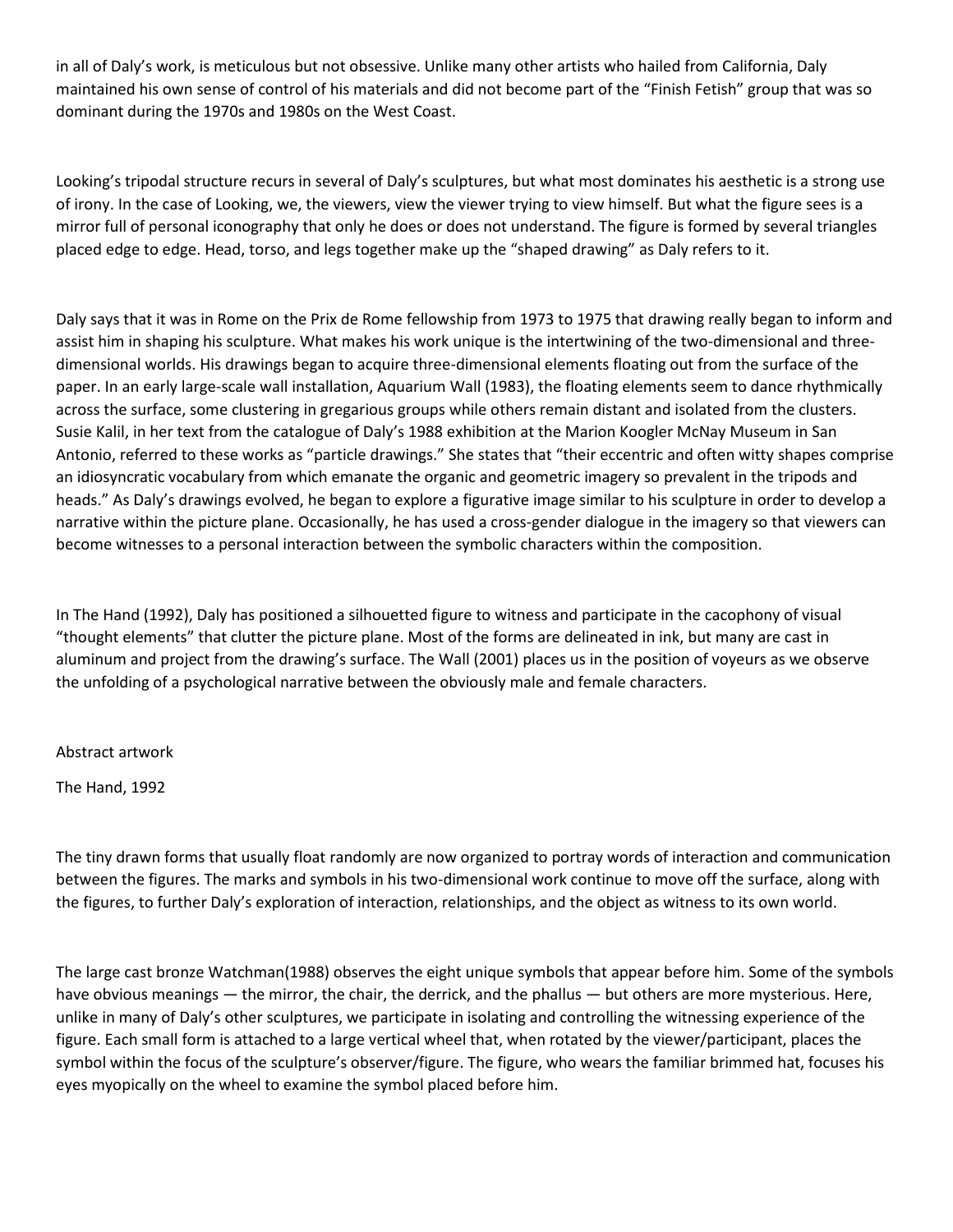in all of Daly's work, is meticulous but not obsessive. Unlike many other artists who hailed from California, Daly maintained his own sense of control of his materials and did not become part of the "Finish Fetish" group that was so dominant during the 1970s and 1980s on the West Coast.

Looking's tripodal structure recurs in several of Daly's sculptures, but what most dominates his aesthetic is a strong use of irony. In the case of Looking, we, the viewers, view the viewer trying to view himself. But what the figure sees is a mirror full of personal iconography that only he does or does not understand. The figure is formed by several triangles placed edge to edge. Head, torso, and legs together make up the "shaped drawing" as Daly refers to it.

Daly says that it was in Rome on the Prix de Rome fellowship from 1973 to 1975 that drawing really began to inform and assist him in shaping his sculpture. What makes his work unique is the intertwining of the two-dimensional and three-dimensional worlds. His drawings began to acquire three-dimensional elements floating out from the surface of the paper. In an early large-scale wall installation, Aquarium Wall (1983), the floating elements seem to dance rhythmically across the surface, some clustering in gregarious groups while others remain distant and isolated from the clusters. Susie Kalil, in her text from the catalogue of Daly's 1988 exhibition at the Marion Koogler McNay Museum in San Antonio, referred to these works as "particle drawings." She states that "their eccentric and often witty shapes comprise an idiosyncratic vocabulary from which emanate the organic and geometric imagery so prevalent in the tripods and heads." As Daly's drawings evolved, he began to explore a figurative image similar to his sculpture in order to develop a narrative within the picture plane. Occasionally, he has used a cross-gender dialogue in the imagery so that viewers can become witnesses to a personal interaction between the symbolic characters within the composition.

In The Hand (1992), Daly has positioned a silhouetted figure to witness and participate in the cacophony of visual "thought elements" that clutter the picture plane. Most of the forms are delineated in ink, but many are cast in aluminum and project from the drawing's surface. The Wall (2001) places us in the position of voyeurs as we observe the unfolding of a psychological narrative between the obviously male and female characters.

Abstract artwork

The Hand, 1992

The tiny drawn forms that usually float randomly are now organized to portray words of interaction and communication between the figures. The marks and symbols in his two-dimensional work continue to move off the surface, along with the figures, to further Daly's exploration of interaction, relationships, and the object as witness to its own world.

The large cast bronze Watchman(1988) observes the eight unique symbols that appear before him. Some of the symbols have obvious meanings — the mirror, the chair, the derrick, and the phallus — but others are more mysterious. Here, unlike in many of Daly's other sculptures, we participate in isolating and controlling the witnessing experience of the figure. Each small form is attached to a large vertical wheel that, when rotated by the viewer/participant, places the symbol within the focus of the sculpture's observer/figure. The figure, who wears the familiar brimmed hat, focuses his eyes myopically on the wheel to examine the symbol placed before him.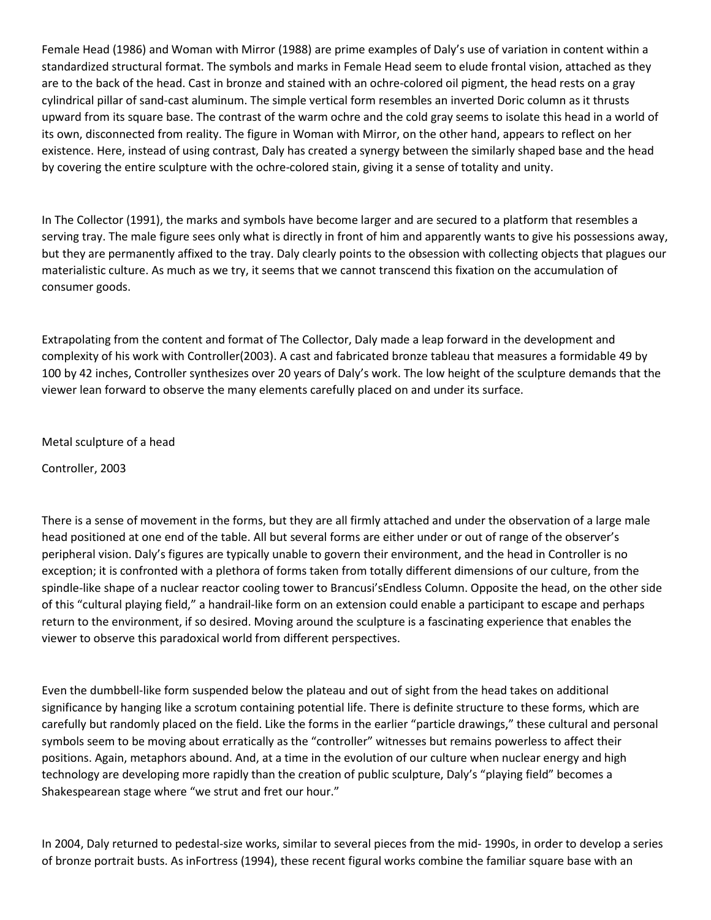Female Head (1986) and Woman with Mirror (1988) are prime examples of Daly's use of variation in content within a standardized structural format. The symbols and marks in Female Head seem to elude frontal vision, attached as they are to the back of the head. Cast in bronze and stained with an ochre-colored oil pigment, the head rests on a gray cylindrical pillar of sand-cast aluminum. The simple vertical form resembles an inverted Doric column as it thrusts upward from its square base. The contrast of the warm ochre and the cold gray seems to isolate this head in a world of its own, disconnected from reality. The figure in Woman with Mirror, on the other hand, appears to reflect on her existence. Here, instead of using contrast, Daly has created a synergy between the similarly shaped base and the head by covering the entire sculpture with the ochre-colored stain, giving it a sense of totality and unity.

In The Collector (1991), the marks and symbols have become larger and are secured to a platform that resembles a serving tray. The male figure sees only what is directly in front of him and apparently wants to give his possessions away, but they are permanently affixed to the tray. Daly clearly points to the obsession with collecting objects that plagues our materialistic culture. As much as we try, it seems that we cannot transcend this fixation on the accumulation of consumer goods.

Extrapolating from the content and format of The Collector, Daly made a leap forward in the development and complexity of his work with Controller(2003). A cast and fabricated bronze tableau that measures a formidable 49 by 100 by 42 inches, Controller synthesizes over 20 years of Daly's work. The low height of the sculpture demands that the viewer lean forward to observe the many elements carefully placed on and under its surface.

Metal sculpture of a head

Controller, 2003

There is a sense of movement in the forms, but they are all firmly attached and under the observation of a large male head positioned at one end of the table. All but several forms are either under or out of range of the observer's peripheral vision. Daly's figures are typically unable to govern their environment, and the head in Controller is no exception; it is confronted with a plethora of forms taken from totally different dimensions of our culture, from the spindle-like shape of a nuclear reactor cooling tower to Brancusi'sEndless Column. Opposite the head, on the other side of this "cultural playing field," a handrail-like form on an extension could enable a participant to escape and perhaps return to the environment, if so desired. Moving around the sculpture is a fascinating experience that enables the viewer to observe this paradoxical world from different perspectives.

Even the dumbbell-like form suspended below the plateau and out of sight from the head takes on additional significance by hanging like a scrotum containing potential life. There is definite structure to these forms, which are carefully but randomly placed on the field. Like the forms in the earlier "particle drawings," these cultural and personal symbols seem to be moving about erratically as the "controller" witnesses but remains powerless to affect their positions. Again, metaphors abound. And, at a time in the evolution of our culture when nuclear energy and high technology are developing more rapidly than the creation of public sculpture, Daly's "playing field" becomes a Shakespearean stage where "we strut and fret our hour."

In 2004, Daly returned to pedestal-size works, similar to several pieces from the mid- 1990s, in order to develop a series of bronze portrait busts. As inFortress (1994), these recent figural works combine the familiar square base with an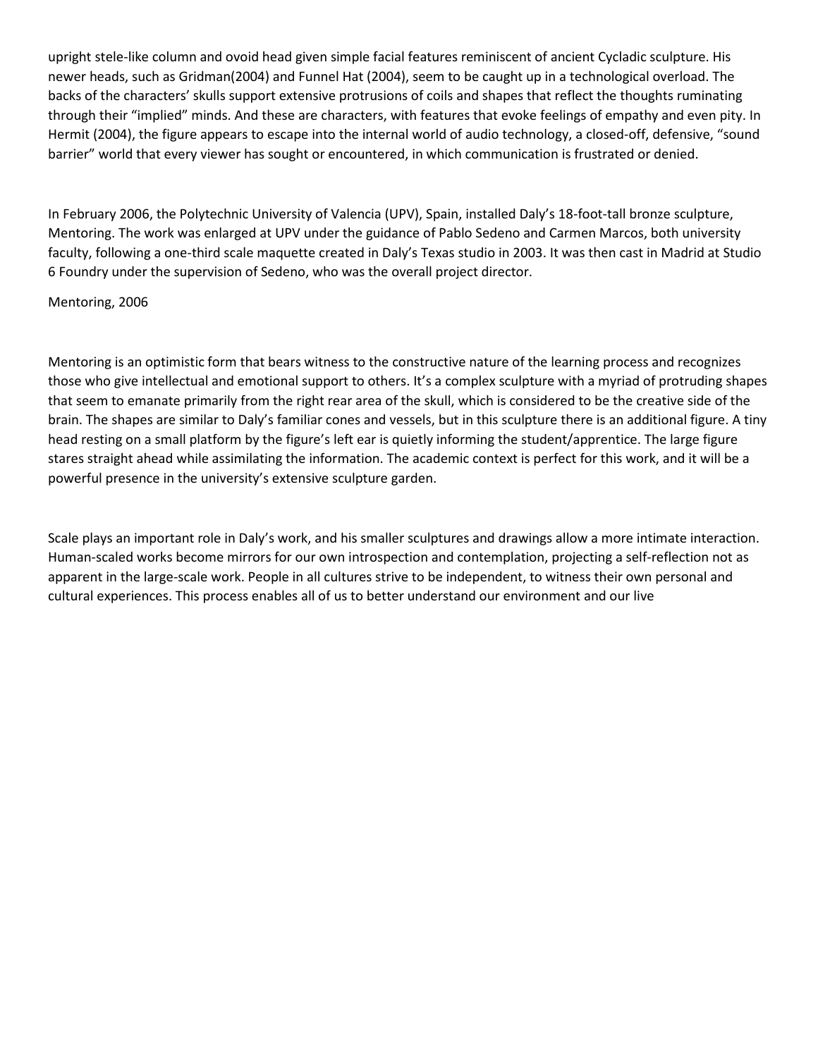upright stele-like column and ovoid head given simple facial features reminiscent of ancient Cycladic sculpture. His newer heads, such as Gridman(2004) and Funnel Hat (2004), seem to be caught up in a technological overload. The backs of the characters' skulls support extensive protrusions of coils and shapes that reflect the thoughts ruminating through their "implied" minds. And these are characters, with features that evoke feelings of empathy and even pity. In Hermit (2004), the figure appears to escape into the internal world of audio technology, a closed-off, defensive, "sound barrier" world that every viewer has sought or encountered, in which communication is frustrated or denied.

In February 2006, the Polytechnic University of Valencia (UPV), Spain, installed Daly's 18-foot-tall bronze sculpture, Mentoring. The work was enlarged at UPV under the guidance of Pablo Sedeno and Carmen Marcos, both university faculty, following a one-third scale maquette created in Daly's Texas studio in 2003. It was then cast in Madrid at Studio 6 Foundry under the supervision of Sedeno, who was the overall project director.

Mentoring, 2006

Mentoring is an optimistic form that bears witness to the constructive nature of the learning process and recognizes those who give intellectual and emotional support to others. It's a complex sculpture with a myriad of protruding shapes that seem to emanate primarily from the right rear area of the skull, which is considered to be the creative side of the brain. The shapes are similar to Daly's familiar cones and vessels, but in this sculpture there is an additional figure. A tiny head resting on a small platform by the figure's left ear is quietly informing the student/apprentice. The large figure stares straight ahead while assimilating the information. The academic context is perfect for this work, and it will be a powerful presence in the university's extensive sculpture garden.

Scale plays an important role in Daly's work, and his smaller sculptures and drawings allow a more intimate interaction. Human-scaled works become mirrors for our own introspection and contemplation, projecting a self-reflection not as apparent in the large-scale work. People in all cultures strive to be independent, to witness their own personal and cultural experiences. This process enables all of us to better understand our environment and our live